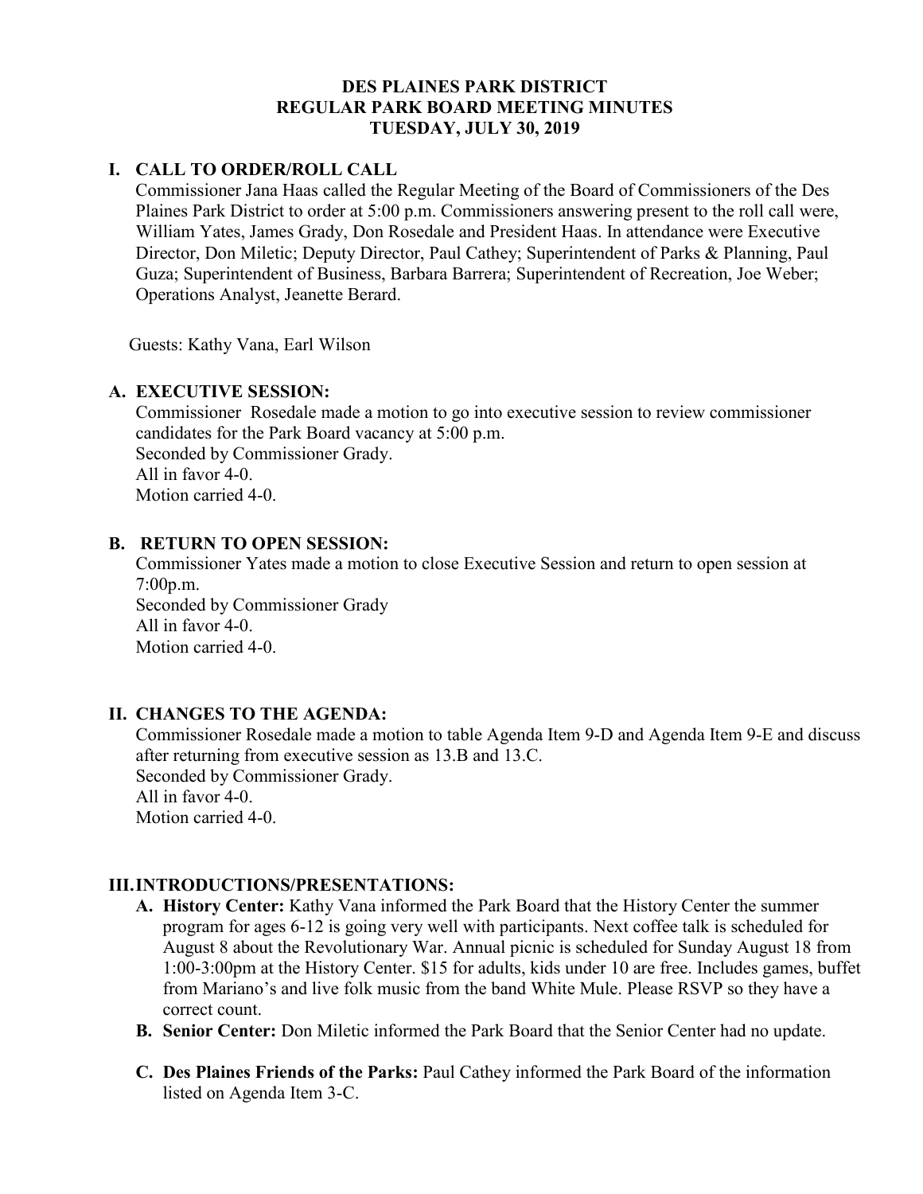# DES PLAINES PARK DISTRICT
# REGULAR PARK BOARD MEETING MINUTES
# TUESDAY, JULY 30, 2019

## I. CALL TO ORDER/ROLL CALL

Commissioner Jana Haas called the Regular Meeting of the Board of Commissioners of the Des Plaines Park District to order at 5:00 p.m. Commissioners answering present to the roll call were, William Yates, James Grady, Don Rosedale and President Haas. In attendance were Executive Director, Don Miletic; Deputy Director, Paul Cathey; Superintendent of Parks & Planning, Paul Guza; Superintendent of Business, Barbara Barrera; Superintendent of Recreation, Joe Weber; Operations Analyst, Jeanette Berard.

Guests: Kathy Vana, Earl Wilson

### A. EXECUTIVE SESSION:

Commissioner Rosedale made a motion to go into executive session to review commissioner candidates for the Park Board vacancy at 5:00 p.m.
Seconded by Commissioner Grady.
All in favor 4-0.
Motion carried 4-0.

### B. RETURN TO OPEN SESSION:

Commissioner Yates made a motion to close Executive Session and return to open session at 7:00p.m.
Seconded by Commissioner Grady
All in favor 4-0.
Motion carried 4-0.

## II. CHANGES TO THE AGENDA:

Commissioner Rosedale made a motion to table Agenda Item 9-D and Agenda Item 9-E and discuss after returning from executive session as 13.B and 13.C.
Seconded by Commissioner Grady.
All in favor 4-0.
Motion carried 4-0.

## III. INTRODUCTIONS/PRESENTATIONS:

**A. History Center:** Kathy Vana informed the Park Board that the History Center the summer program for ages 6-12 is going very well with participants. Next coffee talk is scheduled for August 8 about the Revolutionary War. Annual picnic is scheduled for Sunday August 18 from 1:00-3:00pm at the History Center. $15 for adults, kids under 10 are free. Includes games, buffet from Mariano's and live folk music from the band White Mule. Please RSVP so they have a correct count.

**B. Senior Center:** Don Miletic informed the Park Board that the Senior Center had no update.

**C. Des Plaines Friends of the Parks:** Paul Cathey informed the Park Board of the information listed on Agenda Item 3-C.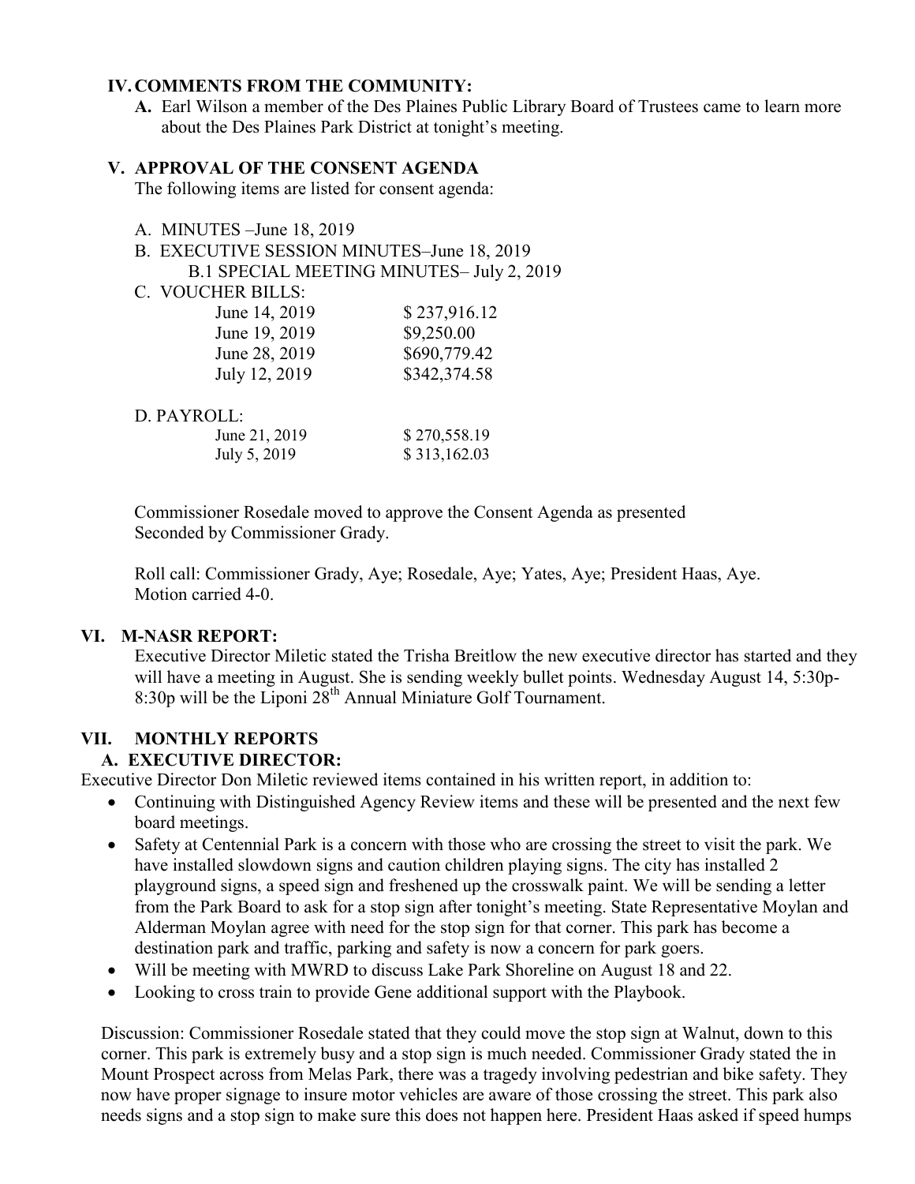## IV. COMMENTS FROM THE COMMUNITY:

**A.** Earl Wilson a member of the Des Plaines Public Library Board of Trustees came to learn more about the Des Plaines Park District at tonight's meeting.

## V. APPROVAL OF THE CONSENT AGENDA

The following items are listed for consent agenda:

A. MINUTES –June 18, 2019

B. EXECUTIVE SESSION MINUTES–June 18, 2019

B.1 SPECIAL MEETING MINUTES– July 2, 2019

C. VOUCHER BILLS:

| | |
|---|---|
| June 14, 2019 | $ 237,916.12 |
| June 19, 2019 | $9,250.00 |
| June 28, 2019 | $690,779.42 |
| July 12, 2019 | $342,374.58 |

D. PAYROLL:

| | |
|---|---|
| June 21, 2019 | $ 270,558.19 |
| July 5, 2019 | $ 313,162.03 |

Commissioner Rosedale moved to approve the Consent Agenda as presented
Seconded by Commissioner Grady.

Roll call: Commissioner Grady, Aye; Rosedale, Aye; Yates, Aye; President Haas, Aye.
Motion carried 4-0.

## VI. M-NASR REPORT:

Executive Director Miletic stated the Trisha Breitlow the new executive director has started and they will have a meeting in August. She is sending weekly bullet points. Wednesday August 14, 5:30p-8:30p will be the Liponi 28th Annual Miniature Golf Tournament.

## VII. MONTHLY REPORTS

### A. EXECUTIVE DIRECTOR:

Executive Director Don Miletic reviewed items contained in his written report, in addition to:

- Continuing with Distinguished Agency Review items and these will be presented and the next few board meetings.
- Safety at Centennial Park is a concern with those who are crossing the street to visit the park. We have installed slowdown signs and caution children playing signs. The city has installed 2 playground signs, a speed sign and freshened up the crosswalk paint. We will be sending a letter from the Park Board to ask for a stop sign after tonight's meeting. State Representative Moylan and Alderman Moylan agree with need for the stop sign for that corner. This park has become a destination park and traffic, parking and safety is now a concern for park goers.
- Will be meeting with MWRD to discuss Lake Park Shoreline on August 18 and 22.
- Looking to cross train to provide Gene additional support with the Playbook.

Discussion: Commissioner Rosedale stated that they could move the stop sign at Walnut, down to this corner. This park is extremely busy and a stop sign is much needed. Commissioner Grady stated the in Mount Prospect across from Melas Park, there was a tragedy involving pedestrian and bike safety. They now have proper signage to insure motor vehicles are aware of those crossing the street. This park also needs signs and a stop sign to make sure this does not happen here. President Haas asked if speed humps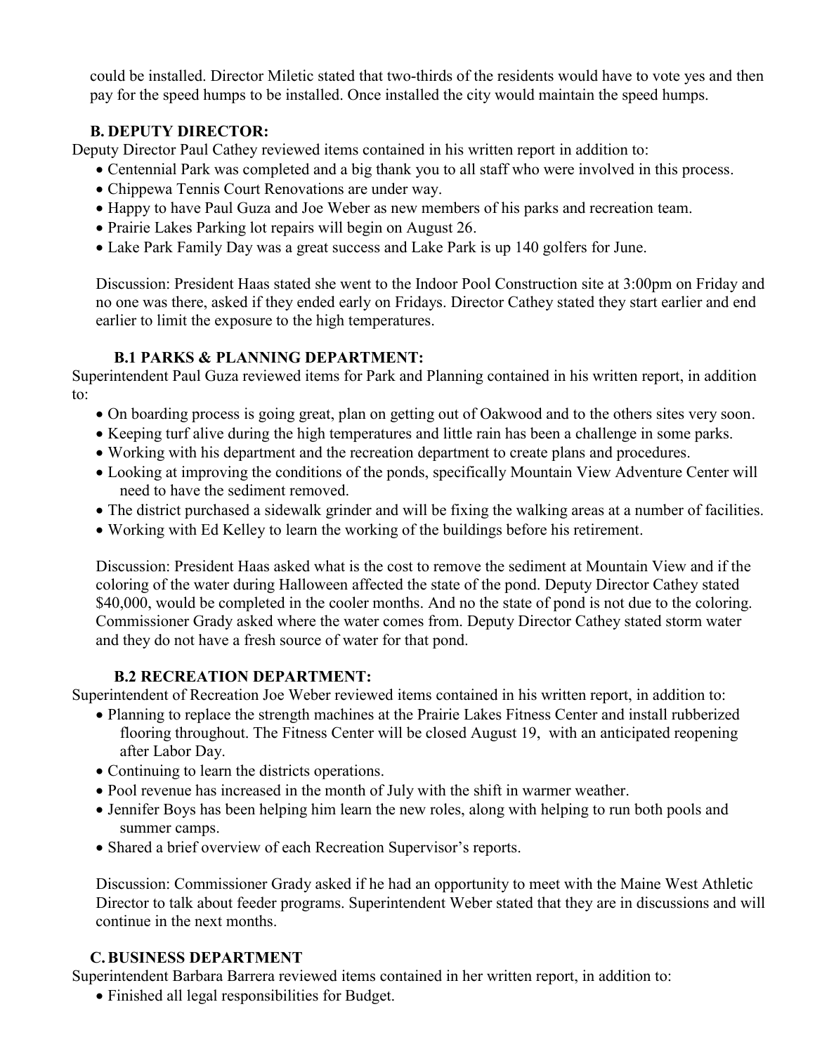could be installed. Director Miletic stated that two-thirds of the residents would have to vote yes and then pay for the speed humps to be installed. Once installed the city would maintain the speed humps.

### B. DEPUTY DIRECTOR:

Deputy Director Paul Cathey reviewed items contained in his written report in addition to:

- Centennial Park was completed and a big thank you to all staff who were involved in this process.
- Chippewa Tennis Court Renovations are under way.
- Happy to have Paul Guza and Joe Weber as new members of his parks and recreation team.
- Prairie Lakes Parking lot repairs will begin on August 26.
- Lake Park Family Day was a great success and Lake Park is up 140 golfers for June.

Discussion: President Haas stated she went to the Indoor Pool Construction site at 3:00pm on Friday and no one was there, asked if they ended early on Fridays. Director Cathey stated they start earlier and end earlier to limit the exposure to the high temperatures.

#### B.1 PARKS & PLANNING DEPARTMENT:

Superintendent Paul Guza reviewed items for Park and Planning contained in his written report, in addition to:

- On boarding process is going great, plan on getting out of Oakwood and to the others sites very soon.
- Keeping turf alive during the high temperatures and little rain has been a challenge in some parks.
- Working with his department and the recreation department to create plans and procedures.
- Looking at improving the conditions of the ponds, specifically Mountain View Adventure Center will need to have the sediment removed.
- The district purchased a sidewalk grinder and will be fixing the walking areas at a number of facilities.
- Working with Ed Kelley to learn the working of the buildings before his retirement.

Discussion: President Haas asked what is the cost to remove the sediment at Mountain View and if the coloring of the water during Halloween affected the state of the pond. Deputy Director Cathey stated $40,000, would be completed in the cooler months. And no the state of pond is not due to the coloring. Commissioner Grady asked where the water comes from. Deputy Director Cathey stated storm water and they do not have a fresh source of water for that pond.

#### B.2 RECREATION DEPARTMENT:

Superintendent of Recreation Joe Weber reviewed items contained in his written report, in addition to:

- Planning to replace the strength machines at the Prairie Lakes Fitness Center and install rubberized flooring throughout. The Fitness Center will be closed August 19, with an anticipated reopening after Labor Day.
- Continuing to learn the districts operations.
- Pool revenue has increased in the month of July with the shift in warmer weather.
- Jennifer Boys has been helping him learn the new roles, along with helping to run both pools and summer camps.
- Shared a brief overview of each Recreation Supervisor's reports.

Discussion: Commissioner Grady asked if he had an opportunity to meet with the Maine West Athletic Director to talk about feeder programs. Superintendent Weber stated that they are in discussions and will continue in the next months.

### C. BUSINESS DEPARTMENT

Superintendent Barbara Barrera reviewed items contained in her written report, in addition to:

- Finished all legal responsibilities for Budget.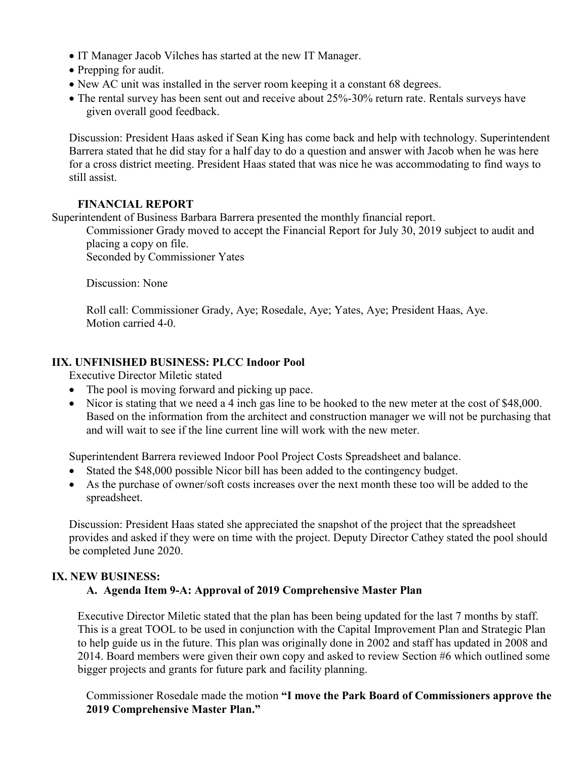- IT Manager Jacob Vilches has started at the new IT Manager.
- Prepping for audit.
- New AC unit was installed in the server room keeping it a constant 68 degrees.
- The rental survey has been sent out and receive about 25%-30% return rate. Rentals surveys have given overall good feedback.

Discussion: President Haas asked if Sean King has come back and help with technology. Superintendent Barrera stated that he did stay for a half day to do a question and answer with Jacob when he was here for a cross district meeting. President Haas stated that was nice he was accommodating to find ways to still assist.

**FINANCIAL REPORT**

Superintendent of Business Barbara Barrera presented the monthly financial report.

Commissioner Grady moved to accept the Financial Report for July 30, 2019 subject to audit and placing a copy on file.
Seconded by Commissioner Yates

Discussion: None

Roll call: Commissioner Grady, Aye; Rosedale, Aye; Yates, Aye; President Haas, Aye.
Motion carried 4-0.

## IIX. UNFINISHED BUSINESS: PLCC Indoor Pool

Executive Director Miletic stated

- The pool is moving forward and picking up pace.
- Nicor is stating that we need a 4 inch gas line to be hooked to the new meter at the cost of $48,000. Based on the information from the architect and construction manager we will not be purchasing that and will wait to see if the line current line will work with the new meter.

Superintendent Barrera reviewed Indoor Pool Project Costs Spreadsheet and balance.

- Stated the $48,000 possible Nicor bill has been added to the contingency budget.
- As the purchase of owner/soft costs increases over the next month these too will be added to the spreadsheet.

Discussion: President Haas stated she appreciated the snapshot of the project that the spreadsheet provides and asked if they were on time with the project. Deputy Director Cathey stated the pool should be completed June 2020.

## IX. NEW BUSINESS:

### A. Agenda Item 9-A: Approval of 2019 Comprehensive Master Plan

Executive Director Miletic stated that the plan has been being updated for the last 7 months by staff. This is a great TOOL to be used in conjunction with the Capital Improvement Plan and Strategic Plan to help guide us in the future. This plan was originally done in 2002 and staff has updated in 2008 and 2014. Board members were given their own copy and asked to review Section #6 which outlined some bigger projects and grants for future park and facility planning.

Commissioner Rosedale made the motion **"I move the Park Board of Commissioners approve the 2019 Comprehensive Master Plan."**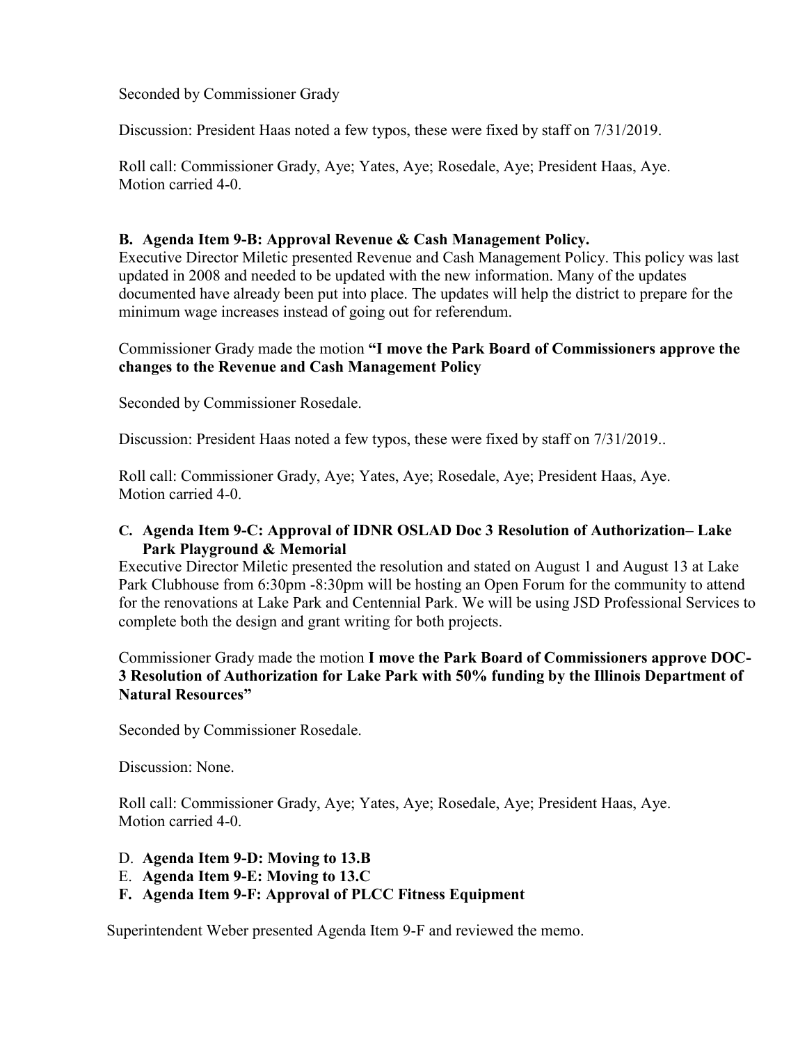Seconded by Commissioner Grady

Discussion: President Haas noted a few typos, these were fixed by staff on 7/31/2019.

Roll call: Commissioner Grady, Aye; Yates, Aye; Rosedale, Aye; President Haas, Aye.
Motion carried 4-0.

**B. Agenda Item 9-B: Approval Revenue & Cash Management Policy.**

Executive Director Miletic presented Revenue and Cash Management Policy. This policy was last updated in 2008 and needed to be updated with the new information. Many of the updates documented have already been put into place. The updates will help the district to prepare for the minimum wage increases instead of going out for referendum.

Commissioner Grady made the motion **"I move the Park Board of Commissioners approve the changes to the Revenue and Cash Management Policy**

Seconded by Commissioner Rosedale.

Discussion: President Haas noted a few typos, these were fixed by staff on 7/31/2019..

Roll call: Commissioner Grady, Aye; Yates, Aye; Rosedale, Aye; President Haas, Aye.
Motion carried 4-0.

**C. Agenda Item 9-C: Approval of IDNR OSLAD Doc 3 Resolution of Authorization– Lake Park Playground & Memorial**

Executive Director Miletic presented the resolution and stated on August 1 and August 13 at Lake Park Clubhouse from 6:30pm -8:30pm will be hosting an Open Forum for the community to attend for the renovations at Lake Park and Centennial Park. We will be using JSD Professional Services to complete both the design and grant writing for both projects.

Commissioner Grady made the motion **I move the Park Board of Commissioners approve DOC-3 Resolution of Authorization for Lake Park with 50% funding by the Illinois Department of Natural Resources"**

Seconded by Commissioner Rosedale.

Discussion: None.

Roll call: Commissioner Grady, Aye; Yates, Aye; Rosedale, Aye; President Haas, Aye.
Motion carried 4-0.

D. **Agenda Item 9-D: Moving to 13.B**

E. **Agenda Item 9-E: Moving to 13.C**

**F. Agenda Item 9-F: Approval of PLCC Fitness Equipment**

Superintendent Weber presented Agenda Item 9-F and reviewed the memo.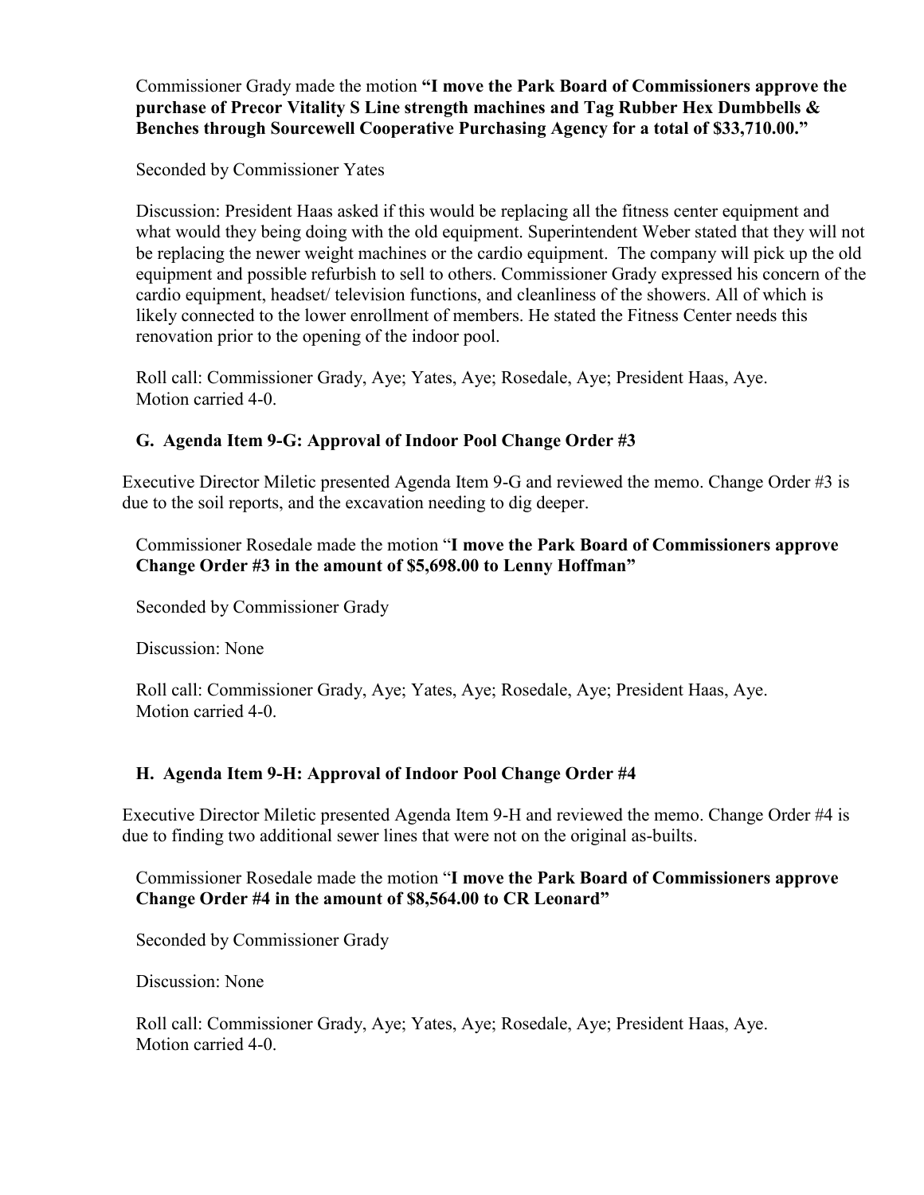Commissioner Grady made the motion **"I move the Park Board of Commissioners approve the purchase of Precor Vitality S Line strength machines and Tag Rubber Hex Dumbbells & Benches through Sourcewell Cooperative Purchasing Agency for a total of $33,710.00."**

Seconded by Commissioner Yates

Discussion: President Haas asked if this would be replacing all the fitness center equipment and what would they being doing with the old equipment. Superintendent Weber stated that they will not be replacing the newer weight machines or the cardio equipment. The company will pick up the old equipment and possible refurbish to sell to others. Commissioner Grady expressed his concern of the cardio equipment, headset/ television functions, and cleanliness of the showers. All of which is likely connected to the lower enrollment of members. He stated the Fitness Center needs this renovation prior to the opening of the indoor pool.

Roll call: Commissioner Grady, Aye; Yates, Aye; Rosedale, Aye; President Haas, Aye.
Motion carried 4-0.

### G. Agenda Item 9-G: Approval of Indoor Pool Change Order #3

Executive Director Miletic presented Agenda Item 9-G and reviewed the memo. Change Order #3 is due to the soil reports, and the excavation needing to dig deeper.

Commissioner Rosedale made the motion "**I move the Park Board of Commissioners approve Change Order #3 in the amount of $5,698.00 to Lenny Hoffman"**

Seconded by Commissioner Grady

Discussion: None

Roll call: Commissioner Grady, Aye; Yates, Aye; Rosedale, Aye; President Haas, Aye.
Motion carried 4-0.

### H. Agenda Item 9-H: Approval of Indoor Pool Change Order #4

Executive Director Miletic presented Agenda Item 9-H and reviewed the memo. Change Order #4 is due to finding two additional sewer lines that were not on the original as-builts.

Commissioner Rosedale made the motion "**I move the Park Board of Commissioners approve Change Order #4 in the amount of $8,564.00 to CR Leonard"**

Seconded by Commissioner Grady

Discussion: None

Roll call: Commissioner Grady, Aye; Yates, Aye; Rosedale, Aye; President Haas, Aye.
Motion carried 4-0.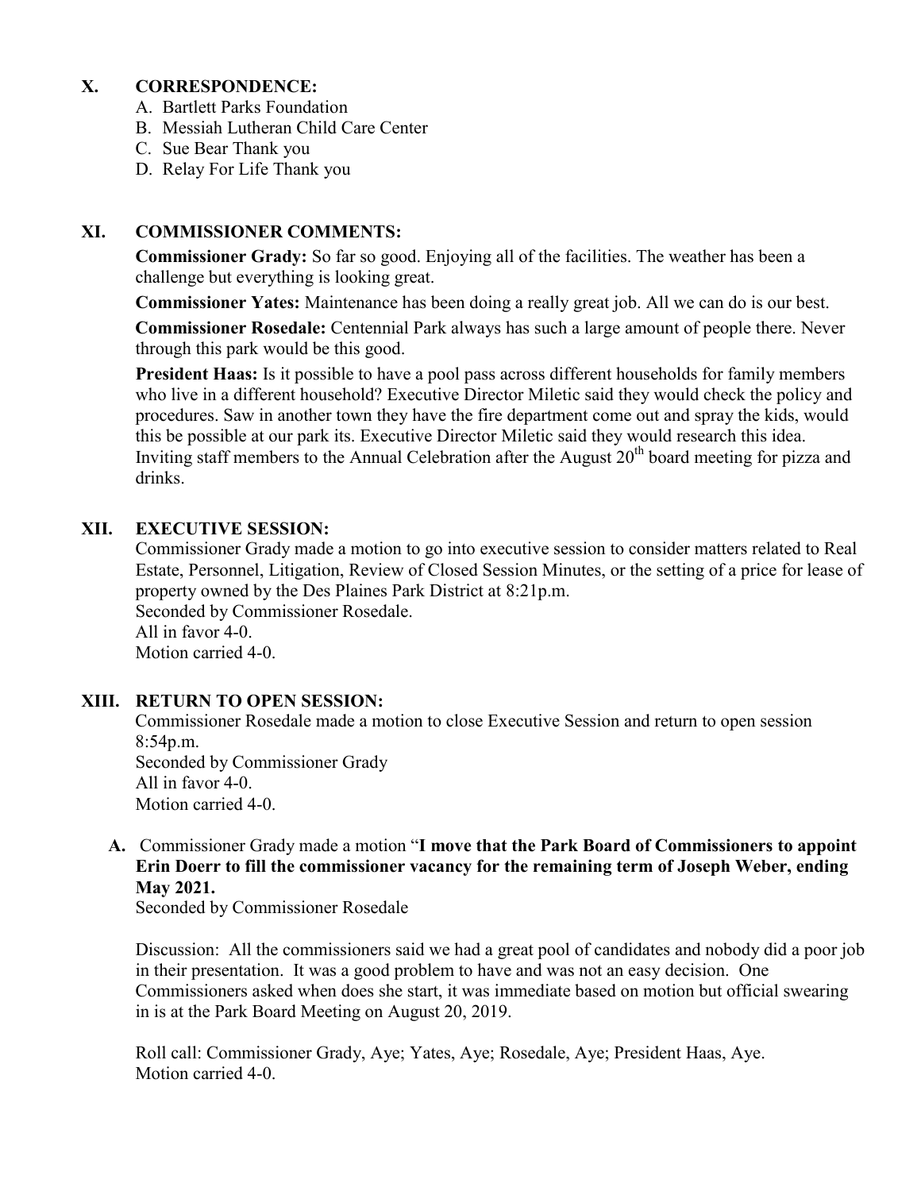## X. CORRESPONDENCE:

A. Bartlett Parks Foundation
B. Messiah Lutheran Child Care Center
C. Sue Bear Thank you
D. Relay For Life Thank you

## XI. COMMISSIONER COMMENTS:

**Commissioner Grady:** So far so good. Enjoying all of the facilities. The weather has been a challenge but everything is looking great.

**Commissioner Yates:** Maintenance has been doing a really great job. All we can do is our best.

**Commissioner Rosedale:** Centennial Park always has such a large amount of people there. Never through this park would be this good.

**President Haas:** Is it possible to have a pool pass across different households for family members who live in a different household? Executive Director Miletic said they would check the policy and procedures. Saw in another town they have the fire department come out and spray the kids, would this be possible at our park its. Executive Director Miletic said they would research this idea. Inviting staff members to the Annual Celebration after the August 20th board meeting for pizza and drinks.

## XII. EXECUTIVE SESSION:

Commissioner Grady made a motion to go into executive session to consider matters related to Real Estate, Personnel, Litigation, Review of Closed Session Minutes, or the setting of a price for lease of property owned by the Des Plaines Park District at 8:21p.m.
Seconded by Commissioner Rosedale.
All in favor 4-0.
Motion carried 4-0.

## XIII. RETURN TO OPEN SESSION:

Commissioner Rosedale made a motion to close Executive Session and return to open session 8:54p.m.
Seconded by Commissioner Grady
All in favor 4-0.
Motion carried 4-0.

**A.** Commissioner Grady made a motion "**I move that the Park Board of Commissioners to appoint Erin Doerr to fill the commissioner vacancy for the remaining term of Joseph Weber, ending May 2021.**
Seconded by Commissioner Rosedale

Discussion: All the commissioners said we had a great pool of candidates and nobody did a poor job in their presentation. It was a good problem to have and was not an easy decision. One Commissioners asked when does she start, it was immediate based on motion but official swearing in is at the Park Board Meeting on August 20, 2019.

Roll call: Commissioner Grady, Aye; Yates, Aye; Rosedale, Aye; President Haas, Aye.
Motion carried 4-0.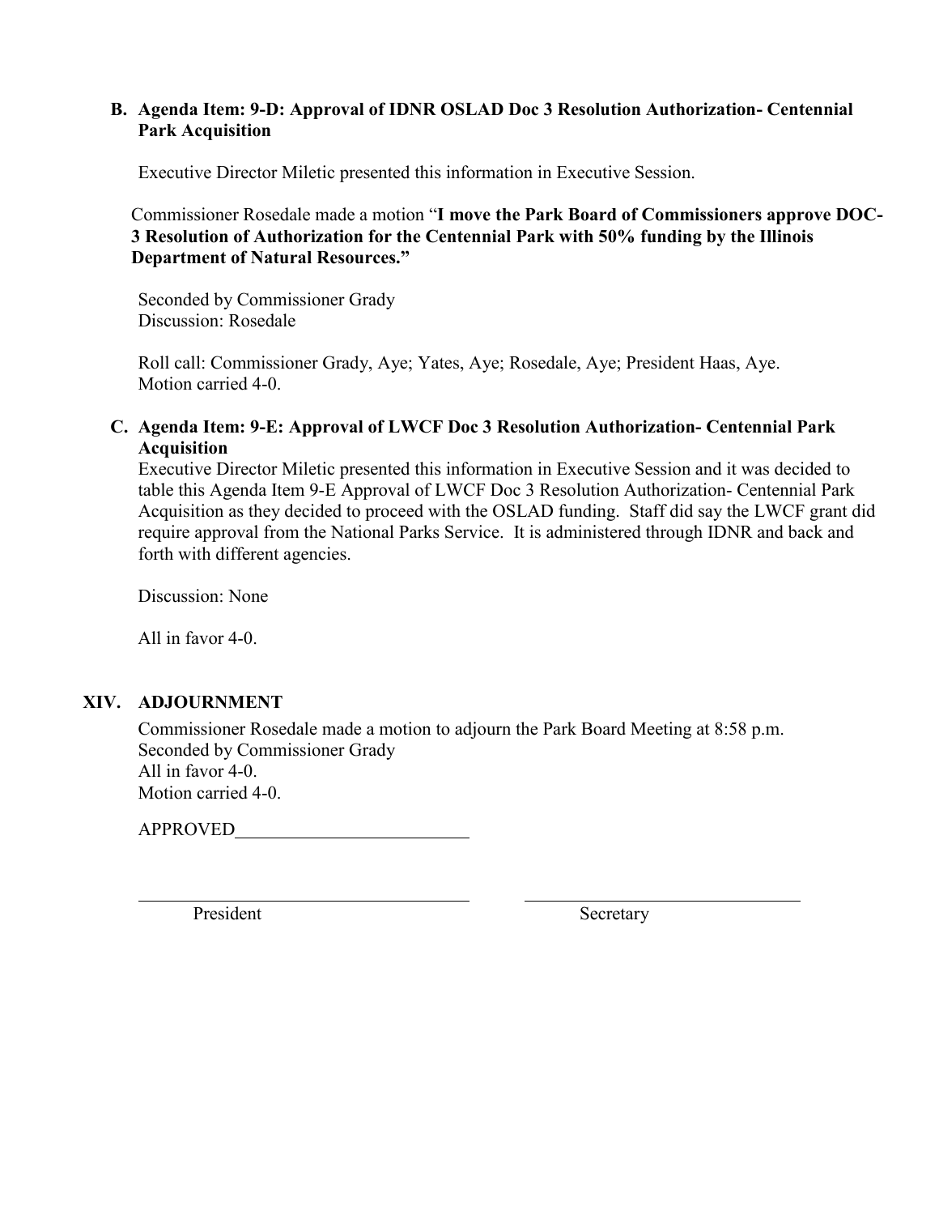**B. Agenda Item: 9-D: Approval of IDNR OSLAD Doc 3 Resolution Authorization- Centennial Park Acquisition**

Executive Director Miletic presented this information in Executive Session.

Commissioner Rosedale made a motion "**I move the Park Board of Commissioners approve DOC-3 Resolution of Authorization for the Centennial Park with 50% funding by the Illinois Department of Natural Resources.**"

Seconded by Commissioner Grady
Discussion: Rosedale

Roll call: Commissioner Grady, Aye; Yates, Aye; Rosedale, Aye; President Haas, Aye.
Motion carried 4-0.

**C. Agenda Item: 9-E: Approval of LWCF Doc 3 Resolution Authorization- Centennial Park Acquisition**

Executive Director Miletic presented this information in Executive Session and it was decided to table this Agenda Item 9-E Approval of LWCF Doc 3 Resolution Authorization- Centennial Park Acquisition as they decided to proceed with the OSLAD funding. Staff did say the LWCF grant did require approval from the National Parks Service. It is administered through IDNR and back and forth with different agencies.

Discussion: None

All in favor 4-0.

## XIV. ADJOURNMENT

Commissioner Rosedale made a motion to adjourn the Park Board Meeting at 8:58 p.m.
Seconded by Commissioner Grady
All in favor 4-0.
Motion carried 4-0.

APPROVED\_\_\_\_\_\_\_\_\_\_\_\_\_\_\_\_\_\_\_\_\_\_\_\_\_\_

\_\_\_\_\_\_\_\_\_\_\_\_\_\_\_\_\_\_\_\_\_\_\_\_\_\_\_\_\_\_ \_\_\_\_\_\_\_\_\_\_\_\_\_\_\_\_\_\_\_\_\_\_\_\_\_\_\_\_\_\_

President Secretary